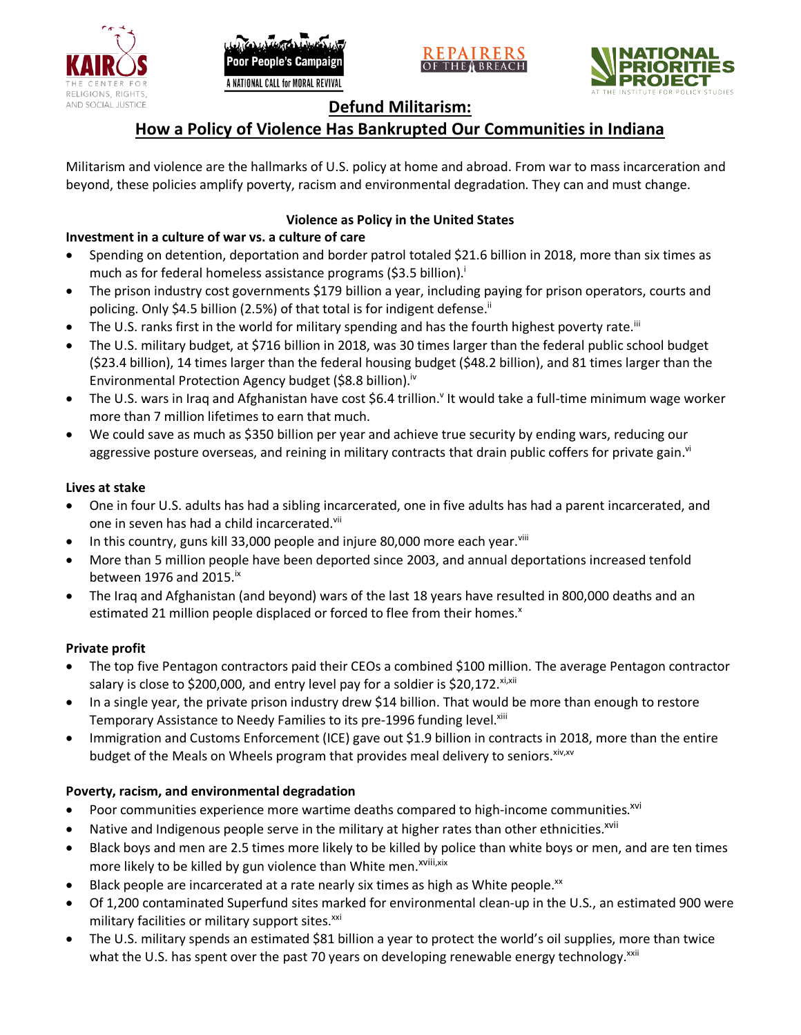# Defund Militarism:

## How a Policy of Violence Has Bankrupted Our Communities in Indiana

Militarism and violence are the hallmarks of U.S. policy at home and abroad. From war to mass incarceration and beyond, these policies amplify poverty, racism and environmental degradation. They can and must change.

### Violence as Policy in the United States

**Investment in a culture of war vs. a culture of care**

- Spending on detention, deportation and border patrol totaled $21.6 billion in 2018, more than six times as much as for federal homeless assistance programs ($3.5 billion).[i]
- The prison industry cost governments $179 billion a year, including paying for prison operators, courts and policing. Only $4.5 billion (2.5%) of that total is for indigent defense.[ii]
- The U.S. ranks first in the world for military spending and has the fourth highest poverty rate.[iii]
- The U.S. military budget, at $716 billion in 2018, was 30 times larger than the federal public school budget ($23.4 billion), 14 times larger than the federal housing budget ($48.2 billion), and 81 times larger than the Environmental Protection Agency budget ($8.8 billion).[iv]
- The U.S. wars in Iraq and Afghanistan have cost $6.4 trillion.[v] It would take a full-time minimum wage worker more than 7 million lifetimes to earn that much.
- We could save as much as $350 billion per year and achieve true security by ending wars, reducing our aggressive posture overseas, and reining in military contracts that drain public coffers for private gain.[vi]

**Lives at stake**

- One in four U.S. adults has had a sibling incarcerated, one in five adults has had a parent incarcerated, and one in seven has had a child incarcerated.[vii]
- In this country, guns kill 33,000 people and injure 80,000 more each year.[viii]
- More than 5 million people have been deported since 2003, and annual deportations increased tenfold between 1976 and 2015.[ix]
- The Iraq and Afghanistan (and beyond) wars of the last 18 years have resulted in 800,000 deaths and an estimated 21 million people displaced or forced to flee from their homes.[x]

**Private profit**

- The top five Pentagon contractors paid their CEOs a combined $100 million. The average Pentagon contractor salary is close to $200,000, and entry level pay for a soldier is $20,172.[xi,xii]
- In a single year, the private prison industry drew $14 billion. That would be more than enough to restore Temporary Assistance to Needy Families to its pre-1996 funding level.[xiii]
- Immigration and Customs Enforcement (ICE) gave out $1.9 billion in contracts in 2018, more than the entire budget of the Meals on Wheels program that provides meal delivery to seniors.[xiv,xv]

**Poverty, racism, and environmental degradation**

- Poor communities experience more wartime deaths compared to high-income communities.[xvi]
- Native and Indigenous people serve in the military at higher rates than other ethnicities.[xvii]
- Black boys and men are 2.5 times more likely to be killed by police than white boys or men, and are ten times more likely to be killed by gun violence than White men.[xviii,xix]
- Black people are incarcerated at a rate nearly six times as high as White people.[xx]
- Of 1,200 contaminated Superfund sites marked for environmental clean-up in the U.S., an estimated 900 were military facilities or military support sites.[xxi]
- The U.S. military spends an estimated $81 billion a year to protect the world's oil supplies, more than twice what the U.S. has spent over the past 70 years on developing renewable energy technology.[xxii]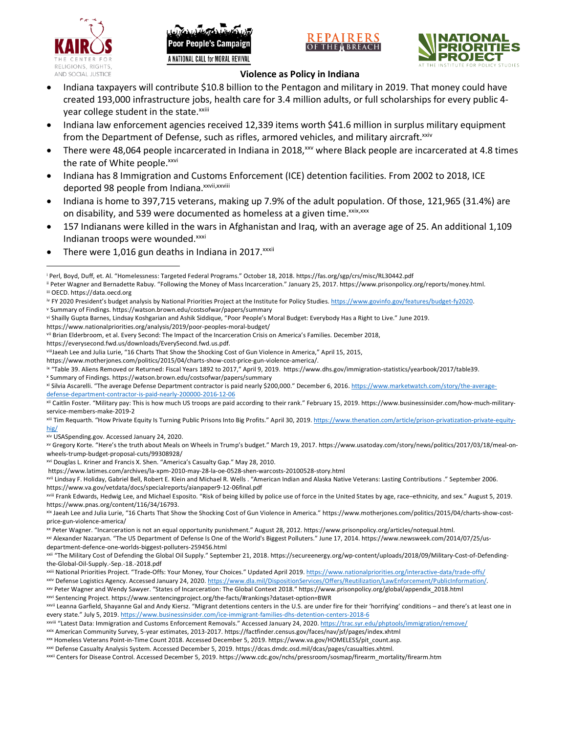## Violence as Policy in Indiana

- Indiana taxpayers will contribute $10.8 billion to the Pentagon and military in 2019. That money could have created 193,000 infrastructure jobs, health care for 3.4 million adults, or full scholarships for every public 4-year college student in the state.[xxiii]
- Indiana law enforcement agencies received 12,339 items worth $41.6 million in surplus military equipment from the Department of Defense, such as rifles, armored vehicles, and military aircraft.[xxiv]
- There were 48,064 people incarcerated in Indiana in 2018,[xxv] where Black people are incarcerated at 4.8 times the rate of White people.[xxvi]
- Indiana has 8 Immigration and Customs Enforcement (ICE) detention facilities. From 2002 to 2018, ICE deported 98 people from Indiana.[xxvii,xxviii]
- Indiana is home to 397,715 veterans, making up 7.9% of the adult population. Of those, 121,965 (31.4%) are on disability, and 539 were documented as homeless at a given time.[xxix,xxx]
- 157 Indianans were killed in the wars in Afghanistan and Iraq, with an average age of 25. An additional 1,109 Indianan troops were wounded.[xxxi]
- There were 1,016 gun deaths in Indiana in 2017.[xxxii]

---

[i] Perl, Boyd, Duff, et. Al. "Homelessness: Targeted Federal Programs." October 18, 2018. https://fas.org/sgp/crs/misc/RL30442.pdf

[ii] Peter Wagner and Bernadette Rabuy. "Following the Money of Mass Incarceration." January 25, 2017. https://www.prisonpolicy.org/reports/money.html.

[iii] OECD. https://data.oecd.org

[iv] FY 2020 President's budget analysis by National Priorities Project at the Institute for Policy Studies. https://www.govinfo.gov/features/budget-fy2020.

[v] Summary of Findings. https://watson.brown.edu/costsofwar/papers/summary

[vi] Shailly Gupta Barnes, Lindsay Koshgarian and Ashik Siddique, "Poor People's Moral Budget: Everybody Has a Right to Live." June 2019. https://www.nationalpriorities.org/analysis/2019/poor-peoples-moral-budget/

[vii] Brian Elderbroom, et al. Every Second: The Impact of the Incarceration Crisis on America's Families. December 2018, https://everysecond.fwd.us/downloads/EverySecond.fwd.us.pdf.

[viii] Jaeah Lee and Julia Lurie, "16 Charts That Show the Shocking Cost of Gun Violence in America," April 15, 2015, https://www.motherjones.com/politics/2015/04/charts-show-cost-price-gun-violence-america/.

[ix] "Table 39. Aliens Removed or Returned: Fiscal Years 1892 to 2017," April 9, 2019. https://www.dhs.gov/immigration-statistics/yearbook/2017/table39.

[x] Summary of Findings. https://watson.brown.edu/costsofwar/papers/summary

[xi] Silvia Ascarelli. "The average Defense Department contractor is paid nearly $200,000." December 6, 2016. https://www.marketwatch.com/story/the-average-defense-department-contractor-is-paid-nearly-200000-2016-12-06

[xii] Caitlin Foster. "Military pay: This is how much US troops are paid according to their rank." February 15, 2019. https://www.businessinsider.com/how-much-military-service-members-make-2019-2

[xiii] Tim Requarth. "How Private Equity Is Turning Public Prisons Into Big Profits." April 30, 2019. https://www.thenation.com/article/prison-privatization-private-equity-hig/

[xiv] USASpending.gov. Accessed January 24, 2020.

[xv] Gregory Korte. "Here's the truth about Meals on Wheels in Trump's budget." March 19, 2017. https://www.usatoday.com/story/news/politics/2017/03/18/meal-on-wheels-trump-budget-proposal-cuts/99308928/

[xvi] Douglas L. Kriner and Francis X. Shen. "America's Casualty Gap." May 28, 2010. https://www.latimes.com/archives/la-xpm-2010-may-28-la-oe-0528-shen-warcosts-20100528-story.html

[xvii] Lindsay F. Holiday, Gabriel Bell, Robert E. Klein and Michael R. Wells . "American Indian and Alaska Native Veterans: Lasting Contributions ." September 2006. https://www.va.gov/vetdata/docs/specialreports/aianpaper9-12-06final.pdf

[xviii] Frank Edwards, Hedwig Lee, and Michael Esposito. "Risk of being killed by police use of force in the United States by age, race–ethnicity, and sex." August 5, 2019. https://www.pnas.org/content/116/34/16793.

[xix] Jaeah Lee and Julia Lurie, "16 Charts That Show the Shocking Cost of Gun Violence in America." https://www.motherjones.com/politics/2015/04/charts-show-cost-price-gun-violence-america/

[xx] Peter Wagner. "Incarceration is not an equal opportunity punishment." August 28, 2012. https://www.prisonpolicy.org/articles/notequal.html.

[xxi] Alexander Nazaryan. "The US Department of Defense Is One of the World's Biggest Polluters." June 17, 2014. https://www.newsweek.com/2014/07/25/us-department-defence-one-worlds-biggest-polluters-259456.html

[xxii] "The Military Cost of Defending the Global Oil Supply." September 21, 2018. https://secureenergy.org/wp-content/uploads/2018/09/Military-Cost-of-Defending-the-Global-Oil-Supply.-Sep.-18.-2018.pdf

[xxiii] National Priorities Project. "Trade-Offs: Your Money, Your Choices." Updated April 2019. https://www.nationalpriorities.org/interactive-data/trade-offs/

[xxiv] Defense Logistics Agency. Accessed January 24, 2020. https://www.dla.mil/DispositionServices/Offers/Reutilization/LawEnforcement/PublicInformation/.

[xxv] Peter Wagner and Wendy Sawyer. "States of Incarceration: The Global Context 2018." https://www.prisonpolicy.org/global/appendix_2018.html

[xxvi] Sentencing Project. https://www.sentencingproject.org/the-facts/#rankings?dataset-option=BWR

[xxvii] Leanna Garfield, Shayanne Gal and Andy Kiersz. "Migrant detentions centers in the U.S. are under fire for their 'horrifying' conditions – and there's at least one in every state." July 5, 2019. https://www.businessinsider.com/ice-immigrant-families-dhs-detention-centers-2018-6

[xxviii] "Latest Data: Immigration and Customs Enforcement Removals." Accessed January 24, 2020. https://trac.syr.edu/phptools/immigration/remove/

[xxix] American Community Survey, 5-year estimates, 2013-2017. https://factfinder.census.gov/faces/nav/jsf/pages/index.xhtml

[xxx] Homeless Veterans Point-in-Time Count 2018. Accessed December 5, 2019. https://www.va.gov/HOMELESS/pit_count.asp.

[xxxi] Defense Casualty Analysis System. Accessed December 5, 2019. https://dcas.dmdc.osd.mil/dcas/pages/casualties.xhtml.

[xxxii] Centers for Disease Control. Accessed December 5, 2019. https://www.cdc.gov/nchs/pressroom/sosmap/firearm_mortality/firearm.htm